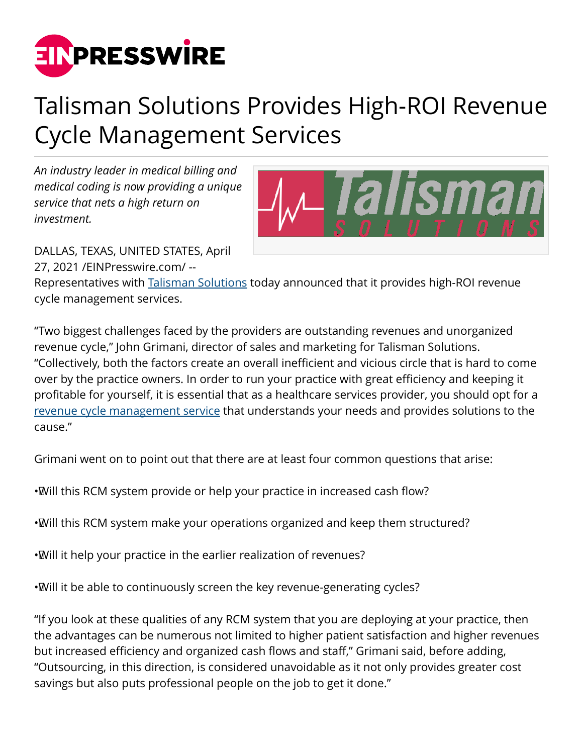# Talisman Solutions Provides High-ROI Revenue Cycle Management Services

*An industry leader in medical billing and medical coding is now providing a unique service that nets a high return on investment.*

DALLAS, TEXAS, UNITED STATES, April 27, 2021 /EINPresswire.com/ -- Representatives with Talisman Solutions today announced that it provides high-ROI revenue cycle management services.

"Two biggest challenges faced by the providers are outstanding revenues and unorganized revenue cycle," John Grimani, director of sales and marketing for Talisman Solutions. "Collectively, both the factors create an overall inefficient and vicious circle that is hard to come over by the practice owners. In order to run your practice with great efficiency and keeping it profitable for yourself, it is essential that as a healthcare services provider, you should opt for a revenue cycle management service that understands your needs and provides solutions to the cause."

Grimani went on to point out that there are at least four common questions that arise:

- Will this RCM system provide or help your practice in increased cash flow?
- Will this RCM system make your operations organized and keep them structured?
- Will it help your practice in the earlier realization of revenues?
- Will it be able to continuously screen the key revenue-generating cycles?

"If you look at these qualities of any RCM system that you are deploying at your practice, then the advantages can be numerous not limited to higher patient satisfaction and higher revenues but increased efficiency and organized cash flows and staff," Grimani said, before adding, "Outsourcing, in this direction, is considered unavoidable as it not only provides greater cost savings but also puts professional people on the job to get it done."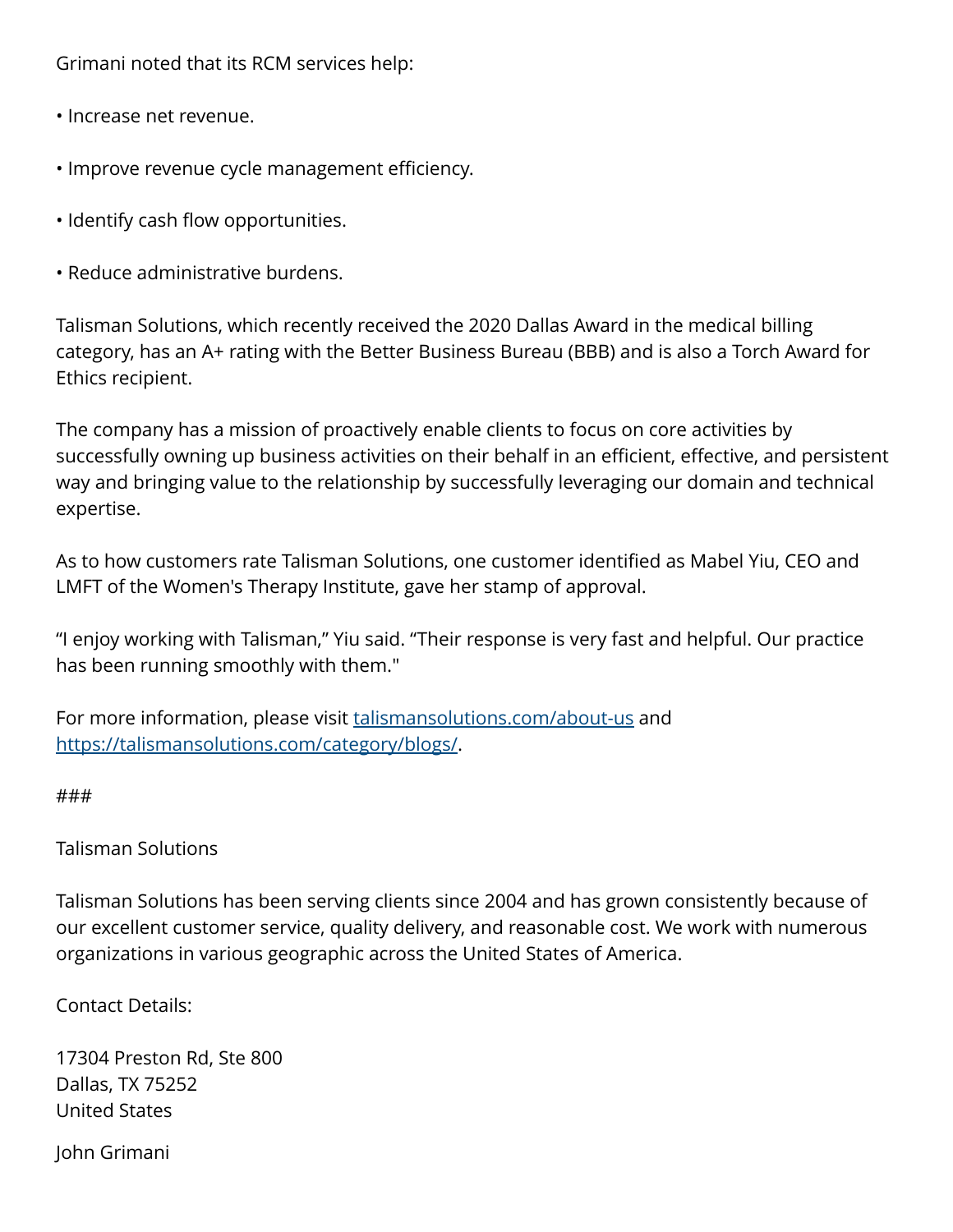Grimani noted that its RCM services help:

• Increase net revenue.

• Improve revenue cycle management efficiency.

• Identify cash flow opportunities.

• Reduce administrative burdens.

Talisman Solutions, which recently received the 2020 Dallas Award in the medical billing category, has an A+ rating with the Better Business Bureau (BBB) and is also a Torch Award for Ethics recipient.

The company has a mission of proactively enable clients to focus on core activities by successfully owning up business activities on their behalf in an efficient, effective, and persistent way and bringing value to the relationship by successfully leveraging our domain and technical expertise.

As to how customers rate Talisman Solutions, one customer identified as Mabel Yiu, CEO and LMFT of the Women's Therapy Institute, gave her stamp of approval.

“I enjoy working with Talisman,” Yiu said. “Their response is very fast and helpful. Our practice has been running smoothly with them."

For more information, please visit [talismansolutions.com/about-us](talismansolutions.com/about-us) and [https://talismansolutions.com/category/blogs/](https://talismansolutions.com/category/blogs/).

###

Talisman Solutions

Talisman Solutions has been serving clients since 2004 and has grown consistently because of our excellent customer service, quality delivery, and reasonable cost. We work with numerous organizations in various geographic across the United States of America.

Contact Details:

17304 Preston Rd, Ste 800
Dallas, TX 75252
United States

John Grimani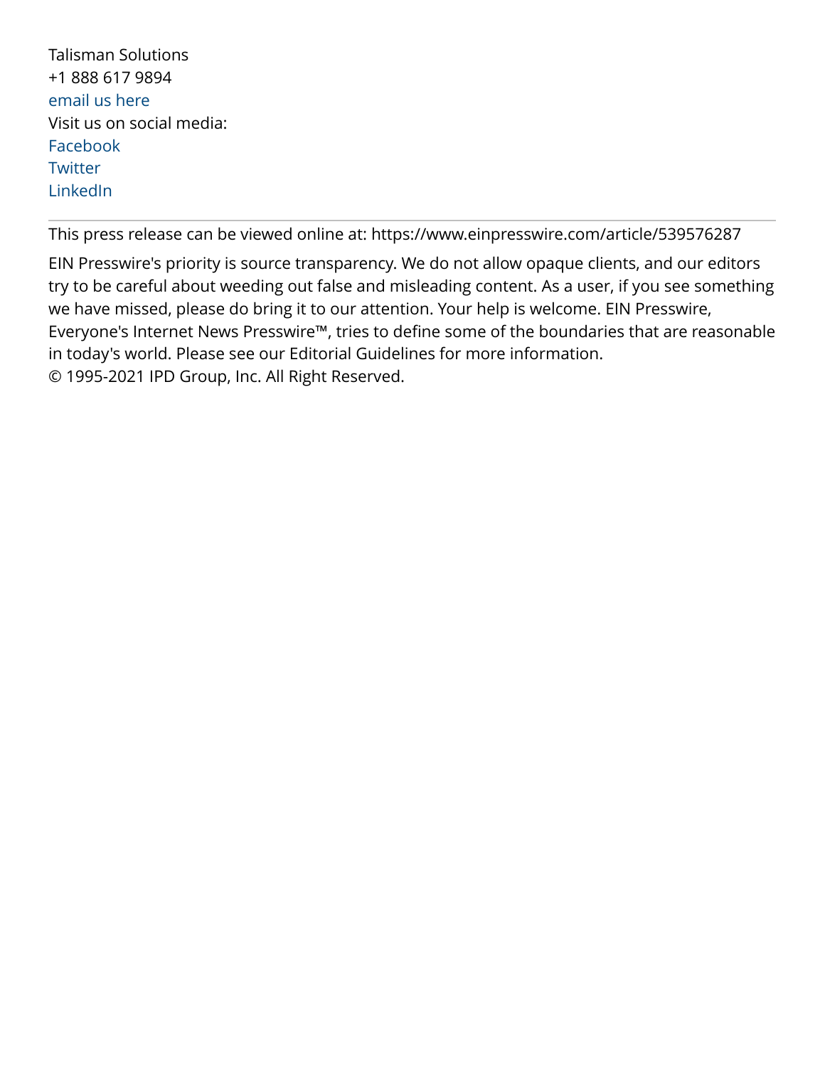Talisman Solutions
+1 888 617 9894
email us here
Visit us on social media:
Facebook
Twitter
LinkedIn

---

This press release can be viewed online at: https://www.einpresswire.com/article/539576287

EIN Presswire's priority is source transparency. We do not allow opaque clients, and our editors try to be careful about weeding out false and misleading content. As a user, if you see something we have missed, please do bring it to our attention. Your help is welcome. EIN Presswire, Everyone's Internet News Presswire™, tries to define some of the boundaries that are reasonable in today's world. Please see our Editorial Guidelines for more information.
© 1995-2021 IPD Group, Inc. All Right Reserved.